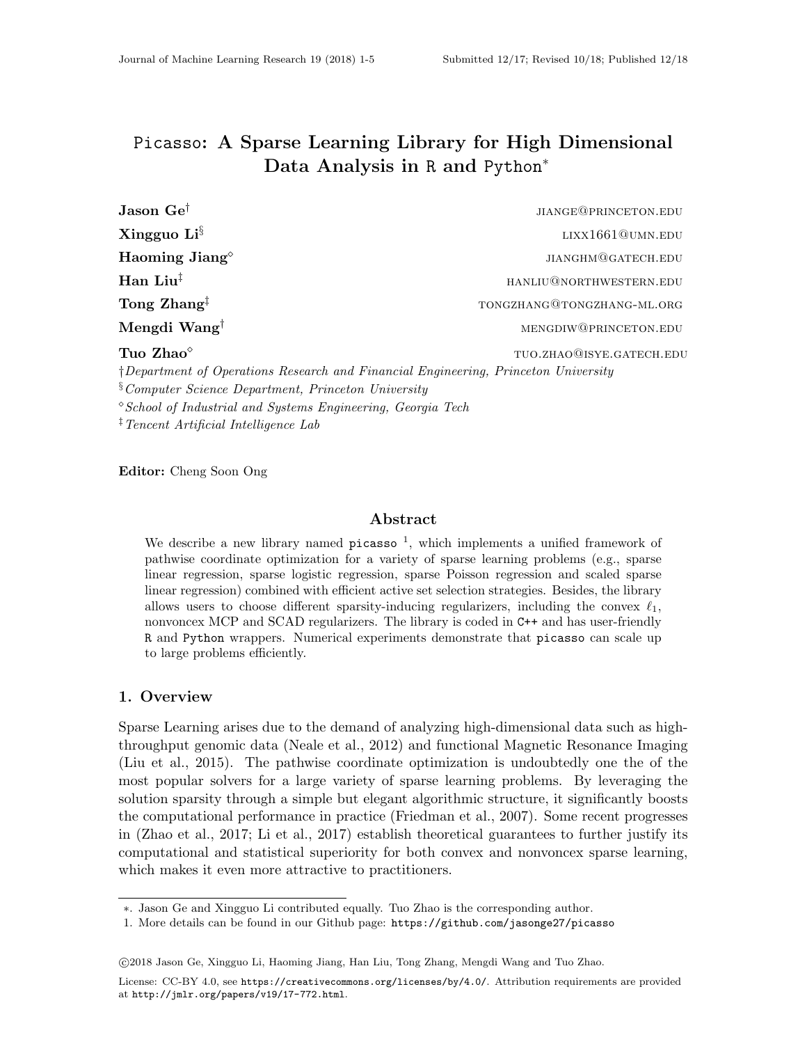# Picasso: A Sparse Learning Library for High Dimensional Data Analysis in R and Python[*]

**Jason Ge**[†] jiange@princeton.edu
**Xingguo Li**[§] lixx1661@umn.edu
**Haoming Jiang**[◇] jianghm@gatech.edu
**Han Liu**[‡] hanliu@northwestern.edu
**Tong Zhang**[‡] tongzhang@tongzhang-ml.org
**Mengdi Wang**[†] mengdiw@princeton.edu
**Tuo Zhao**[◇] tuo.zhao@isye.gatech.edu

†*Department of Operations Research and Financial Engineering, Princeton University*
§*Computer Science Department, Princeton University*
◇*School of Industrial and Systems Engineering, Georgia Tech*
‡*Tencent Artificial Intelligence Lab*

**Editor:** Cheng Soon Ong

## Abstract

We describe a new library named picasso [1], which implements a unified framework of pathwise coordinate optimization for a variety of sparse learning problems (e.g., sparse linear regression, sparse logistic regression, sparse Poisson regression and scaled sparse linear regression) combined with efficient active set selection strategies. Besides, the library allows users to choose different sparsity-inducing regularizers, including the convex $\ell_1$, nonvoncex MCP and SCAD regularizers. The library is coded in C++ and has user-friendly R and Python wrappers. Numerical experiments demonstrate that picasso can scale up to large problems efficiently.

## 1. Overview

Sparse Learning arises due to the demand of analyzing high-dimensional data such as high-throughput genomic data (Neale et al., 2012) and functional Magnetic Resonance Imaging (Liu et al., 2015). The pathwise coordinate optimization is undoubtedly one the of the most popular solvers for a large variety of sparse learning problems. By leveraging the solution sparsity through a simple but elegant algorithmic structure, it significantly boosts the computational performance in practice (Friedman et al., 2007). Some recent progresses in (Zhao et al., 2017; Li et al., 2017) establish theoretical guarantees to further justify its computational and statistical superiority for both convex and nonvoncex sparse learning, which makes it even more attractive to practitioners.

---

*. Jason Ge and Xingguo Li contributed equally. Tuo Zhao is the corresponding author.
1. More details can be found in our Github page: https://github.com/jasonge27/picasso

©2018 Jason Ge, Xingguo Li, Haoming Jiang, Han Liu, Tong Zhang, Mengdi Wang and Tuo Zhao.

License: CC-BY 4.0, see https://creativecommons.org/licenses/by/4.0/. Attribution requirements are provided at http://jmlr.org/papers/v19/17-772.html.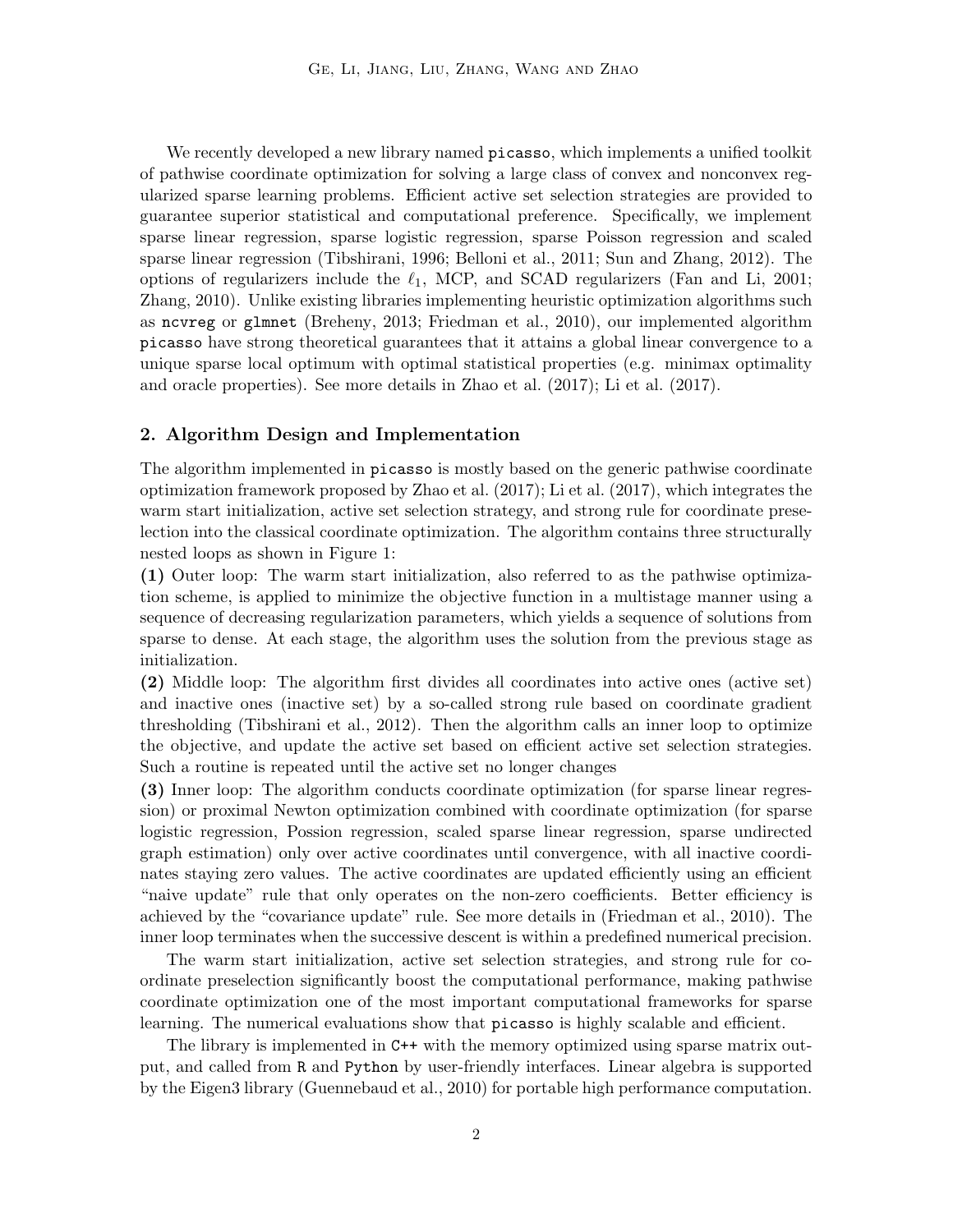We recently developed a new library named `picasso`, which implements a unified toolkit of pathwise coordinate optimization for solving a large class of convex and nonconvex regularized sparse learning problems. Efficient active set selection strategies are provided to guarantee superior statistical and computational preference. Specifically, we implement sparse linear regression, sparse logistic regression, sparse Poisson regression and scaled sparse linear regression (Tibshirani, 1996; Belloni et al., 2011; Sun and Zhang, 2012). The options of regularizers include the $\ell_1$, MCP, and SCAD regularizers (Fan and Li, 2001; Zhang, 2010). Unlike existing libraries implementing heuristic optimization algorithms such as `ncvreg` or `glmnet` (Breheny, 2013; Friedman et al., 2010), our implemented algorithm `picasso` have strong theoretical guarantees that it attains a global linear convergence to a unique sparse local optimum with optimal statistical properties (e.g. minimax optimality and oracle properties). See more details in Zhao et al. (2017); Li et al. (2017).

## 2. Algorithm Design and Implementation

The algorithm implemented in `picasso` is mostly based on the generic pathwise coordinate optimization framework proposed by Zhao et al. (2017); Li et al. (2017), which integrates the warm start initialization, active set selection strategy, and strong rule for coordinate preselection into the classical coordinate optimization. The algorithm contains three structurally nested loops as shown in Figure 1:

**(1)** Outer loop: The warm start initialization, also referred to as the pathwise optimization scheme, is applied to minimize the objective function in a multistage manner using a sequence of decreasing regularization parameters, which yields a sequence of solutions from sparse to dense. At each stage, the algorithm uses the solution from the previous stage as initialization.

**(2)** Middle loop: The algorithm first divides all coordinates into active ones (active set) and inactive ones (inactive set) by a so-called strong rule based on coordinate gradient thresholding (Tibshirani et al., 2012). Then the algorithm calls an inner loop to optimize the objective, and update the active set based on efficient active set selection strategies. Such a routine is repeated until the active set no longer changes

**(3)** Inner loop: The algorithm conducts coordinate optimization (for sparse linear regression) or proximal Newton optimization combined with coordinate optimization (for sparse logistic regression, Possion regression, scaled sparse linear regression, sparse undirected graph estimation) only over active coordinates until convergence, with all inactive coordinates staying zero values. The active coordinates are updated efficiently using an efficient "naive update" rule that only operates on the non-zero coefficients. Better efficiency is achieved by the "covariance update" rule. See more details in (Friedman et al., 2010). The inner loop terminates when the successive descent is within a predefined numerical precision.

The warm start initialization, active set selection strategies, and strong rule for coordinate preselection significantly boost the computational performance, making pathwise coordinate optimization one of the most important computational frameworks for sparse learning. The numerical evaluations show that `picasso` is highly scalable and efficient.

The library is implemented in `C++` with the memory optimized using sparse matrix output, and called from `R` and `Python` by user-friendly interfaces. Linear algebra is supported by the Eigen3 library (Guennebaud et al., 2010) for portable high performance computation.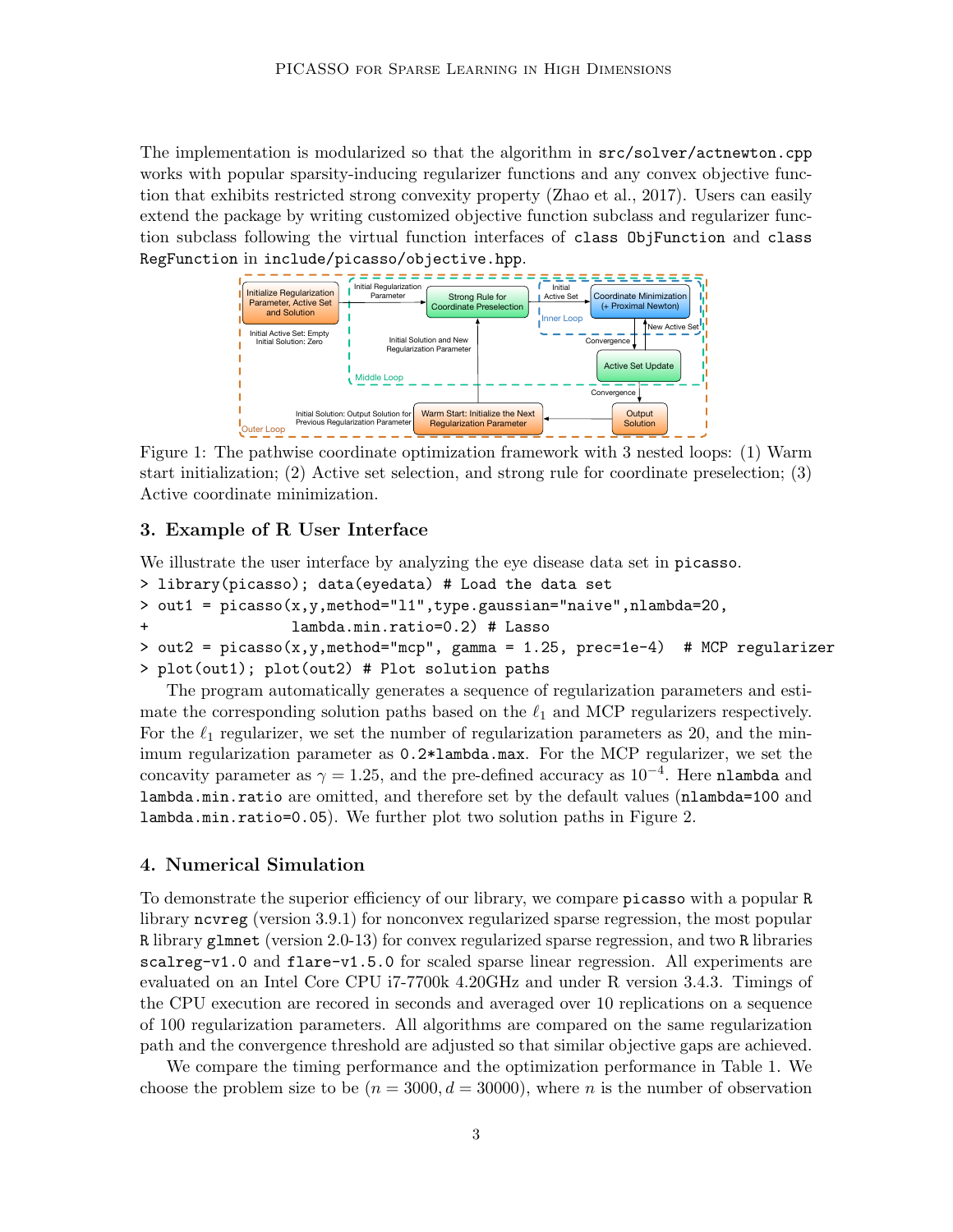The implementation is modularized so that the algorithm in `src/solver/actnewton.cpp` works with popular sparsity-inducing regularizer functions and any convex objective function that exhibits restricted strong convexity property (Zhao et al., 2017). Users can easily extend the package by writing customized objective function subclass and regularizer function subclass following the virtual function interfaces of `class ObjFunction` and `class RegFunction` in `include/picasso/objective.hpp`.

Figure 1: The pathwise coordinate optimization framework with 3 nested loops: (1) Warm start initialization; (2) Active set selection, and strong rule for coordinate preselection; (3) Active coordinate minimization.

## 3. Example of R User Interface

We illustrate the user interface by analyzing the eye disease data set in `picasso`.

```
> library(picasso); data(eyedata) # Load the data set
> out1 = picasso(x,y,method="l1",type.gaussian="naive",nlambda=20,
+                lambda.min.ratio=0.2) # Lasso
> out2 = picasso(x,y,method="mcp", gamma = 1.25, prec=1e-4)  # MCP regularizer
> plot(out1); plot(out2) # Plot solution paths
```

The program automatically generates a sequence of regularization parameters and estimate the corresponding solution paths based on the $\ell_1$ and MCP regularizers respectively. For the $\ell_1$ regularizer, we set the number of regularization parameters as 20, and the minimum regularization parameter as `0.2*lambda.max`. For the MCP regularizer, we set the concavity parameter as $\gamma = 1.25$, and the pre-defined accuracy as $10^{-4}$. Here `nlambda` and `lambda.min.ratio` are omitted, and therefore set by the default values (`nlambda=100` and `lambda.min.ratio=0.05`). We further plot two solution paths in Figure 2.

## 4. Numerical Simulation

To demonstrate the superior efficiency of our library, we compare `picasso` with a popular `R` library `ncvreg` (version 3.9.1) for nonconvex regularized sparse regression, the most popular `R` library `glmnet` (version 2.0-13) for convex regularized sparse regression, and two `R` libraries `scalreg-v1.0` and `flare-v1.5.0` for scaled sparse linear regression. All experiments are evaluated on an Intel Core CPU i7-7700k 4.20GHz and under R version 3.4.3. Timings of the CPU execution are recored in seconds and averaged over 10 replications on a sequence of 100 regularization parameters. All algorithms are compared on the same regularization path and the convergence threshold are adjusted so that similar objective gaps are achieved.

We compare the timing performance and the optimization performance in Table 1. We choose the problem size to be $(n = 3000, d = 30000)$, where $n$ is the number of observation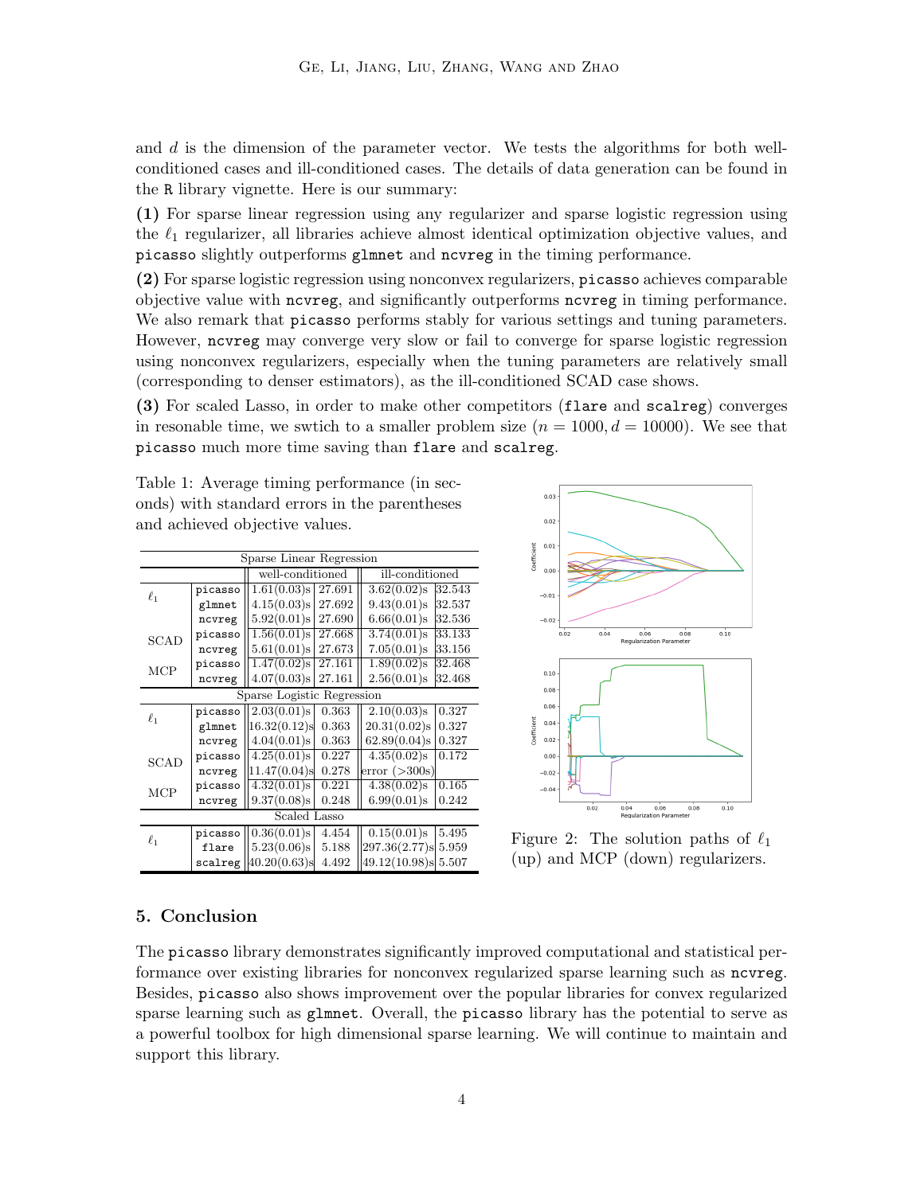and $d$ is the dimension of the parameter vector. We tests the algorithms for both well-conditioned cases and ill-conditioned cases. The details of data generation can be found in the `R` library vignette. Here is our summary:

**(1)** For sparse linear regression using any regularizer and sparse logistic regression using the $\ell_1$ regularizer, all libraries achieve almost identical optimization objective values, and `picasso` slightly outperforms `glmnet` and `ncvreg` in the timing performance.

**(2)** For sparse logistic regression using nonconvex regularizers, `picasso` achieves comparable objective value with `ncvreg`, and significantly outperforms `ncvreg` in timing performance. We also remark that `picasso` performs stably for various settings and tuning parameters. However, `ncvreg` may converge very slow or fail to converge for sparse logistic regression using nonconvex regularizers, especially when the tuning parameters are relatively small (corresponding to denser estimators), as the ill-conditioned SCAD case shows.

**(3)** For scaled Lasso, in order to make other competitors (`flare` and `scalreg`) converges in resonable time, we swtich to a smaller problem size ($n = 1000, d = 10000$). We see that `picasso` much more time saving than `flare` and `scalreg`.

Table 1: Average timing performance (in seconds) with standard errors in the parentheses and achieved objective values.

| | | well-conditioned | | ill-conditioned | |
|---|---|---|---|---|---|
| **Sparse Linear Regression** | | | | | |
| $\ell_1$ | `picasso` | 1.61(0.03)s | 27.691 | 3.62(0.02)s | 32.543 |
| | `glmnet` | 4.15(0.03)s | 27.692 | 9.43(0.01)s | 32.537 |
| | `ncvreg` | 5.92(0.01)s | 27.690 | 6.66(0.01)s | 32.536 |
| SCAD | `picasso` | 1.56(0.01)s | 27.668 | 3.74(0.01)s | 33.133 |
| | `ncvreg` | 5.61(0.01)s | 27.673 | 7.05(0.01)s | 33.156 |
| MCP | `picasso` | 1.47(0.02)s | 27.161 | 1.89(0.02)s | 32.468 |
| | `ncvreg` | 4.07(0.03)s | 27.161 | 2.56(0.01)s | 32.468 |
| **Sparse Logistic Regression** | | | | | |
| $\ell_1$ | `picasso` | 2.03(0.01)s | 0.363 | 2.10(0.03)s | 0.327 |
| | `glmnet` | 16.32(0.12)s | 0.363 | 20.31(0.02)s | 0.327 |
| | `ncvreg` | 4.04(0.01)s | 0.363 | 62.89(0.04)s | 0.327 |
| SCAD | `picasso` | 4.25(0.01)s | 0.227 | 4.35(0.02)s | 0.172 |
| | `ncvreg` | 11.47(0.04)s | 0.278 | error (>300s) | |
| MCP | `picasso` | 4.32(0.01)s | 0.221 | 4.38(0.02)s | 0.165 |
| | `ncvreg` | 9.37(0.08)s | 0.248 | 6.99(0.01)s | 0.242 |
| **Scaled Lasso** | | | | | |
| $\ell_1$ | `picasso` | 0.36(0.01)s | 4.454 | 0.15(0.01)s | 5.495 |
| | `flare` | 5.23(0.06)s | 5.188 | 297.36(2.77)s | 5.959 |
| | `scalreg` | 40.20(0.63)s | 4.492 | 49.12(10.98)s | 5.507 |

Figure 2: The solution paths of $\ell_1$ (up) and MCP (down) regularizers.

## 5. Conclusion

The `picasso` library demonstrates significantly improved computational and statistical performance over existing libraries for nonconvex regularized sparse learning such as `ncvreg`. Besides, `picasso` also shows improvement over the popular libraries for convex regularized sparse learning such as `glmnet`. Overall, the `picasso` library has the potential to serve as a powerful toolbox for high dimensional sparse learning. We will continue to maintain and support this library.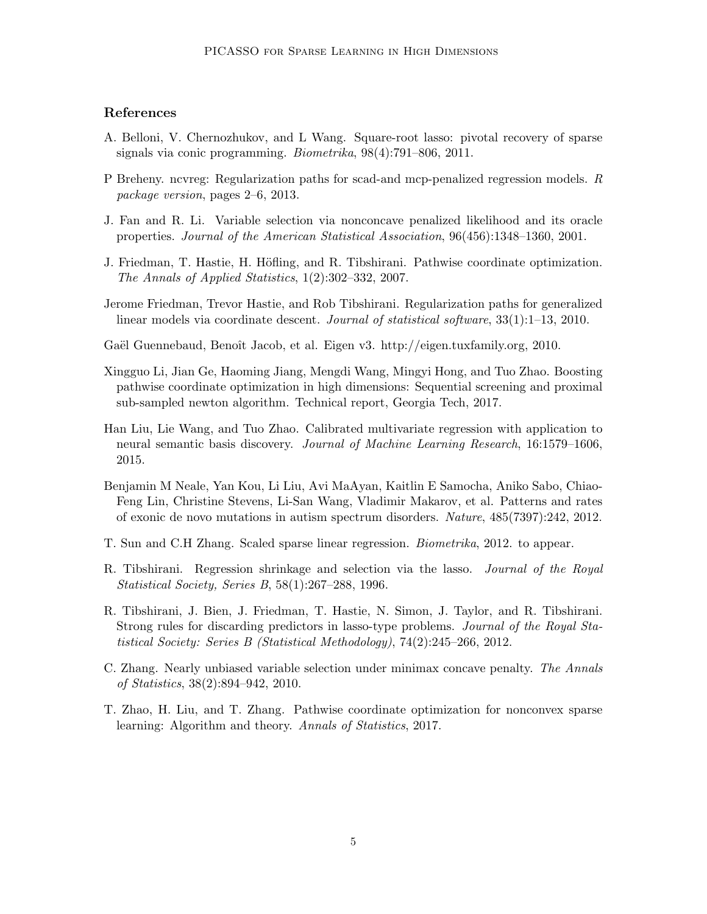## References

A. Belloni, V. Chernozhukov, and L Wang. Square-root lasso: pivotal recovery of sparse signals via conic programming. *Biometrika*, 98(4):791–806, 2011.

P Breheny. ncvreg: Regularization paths for scad-and mcp-penalized regression models. *R package version*, pages 2–6, 2013.

J. Fan and R. Li. Variable selection via nonconcave penalized likelihood and its oracle properties. *Journal of the American Statistical Association*, 96(456):1348–1360, 2001.

J. Friedman, T. Hastie, H. Höfling, and R. Tibshirani. Pathwise coordinate optimization. *The Annals of Applied Statistics*, 1(2):302–332, 2007.

Jerome Friedman, Trevor Hastie, and Rob Tibshirani. Regularization paths for generalized linear models via coordinate descent. *Journal of statistical software*, 33(1):1–13, 2010.

Gaël Guennebaud, Benoît Jacob, et al. Eigen v3. http://eigen.tuxfamily.org, 2010.

Xingguo Li, Jian Ge, Haoming Jiang, Mengdi Wang, Mingyi Hong, and Tuo Zhao. Boosting pathwise coordinate optimization in high dimensions: Sequential screening and proximal sub-sampled newton algorithm. Technical report, Georgia Tech, 2017.

Han Liu, Lie Wang, and Tuo Zhao. Calibrated multivariate regression with application to neural semantic basis discovery. *Journal of Machine Learning Research*, 16:1579–1606, 2015.

Benjamin M Neale, Yan Kou, Li Liu, Avi MaAyan, Kaitlin E Samocha, Aniko Sabo, Chiao-Feng Lin, Christine Stevens, Li-San Wang, Vladimir Makarov, et al. Patterns and rates of exonic de novo mutations in autism spectrum disorders. *Nature*, 485(7397):242, 2012.

T. Sun and C.H Zhang. Scaled sparse linear regression. *Biometrika*, 2012. to appear.

R. Tibshirani. Regression shrinkage and selection via the lasso. *Journal of the Royal Statistical Society, Series B*, 58(1):267–288, 1996.

R. Tibshirani, J. Bien, J. Friedman, T. Hastie, N. Simon, J. Taylor, and R. Tibshirani. Strong rules for discarding predictors in lasso-type problems. *Journal of the Royal Statistical Society: Series B (Statistical Methodology)*, 74(2):245–266, 2012.

C. Zhang. Nearly unbiased variable selection under minimax concave penalty. *The Annals of Statistics*, 38(2):894–942, 2010.

T. Zhao, H. Liu, and T. Zhang. Pathwise coordinate optimization for nonconvex sparse learning: Algorithm and theory. *Annals of Statistics*, 2017.